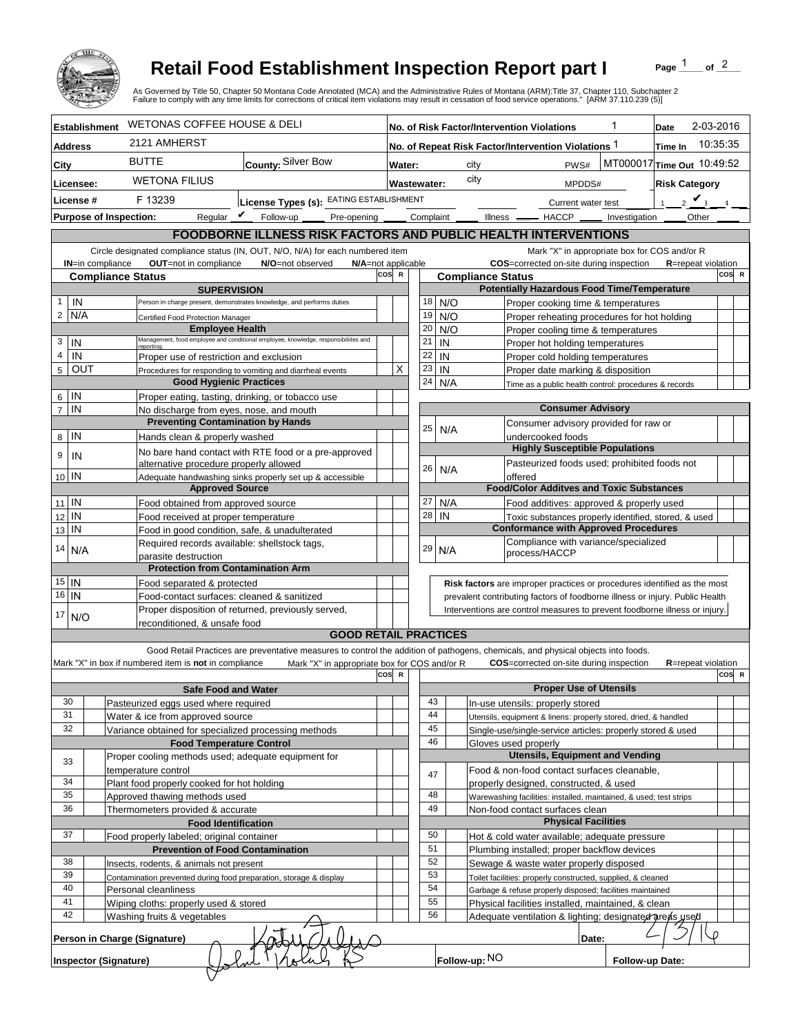# Retail Food Establishment Inspection Report part I

As Governed by Title 50, Chapter 50 Montana Code Annotated (MCA) and the Administrative Rules of Montana (ARM):Title 37, Chapter 110, Subchapter 2
Failure to comply with any time limits for corrections of critical item violations may result in cessation of food service operations." [ARM 37.110.239 (5)]

| | | | |
|---|---|---|---|
| **Establishment** WETONAS COFFEE HOUSE & DELI | | **No. of Risk Factor/Intervention Violations** 1 | **Date** 2-03-2016 |
| **Address** 2121 AMHERST | | **No. of Repeat Risk Factor/Intervention Violations** 1 | **Time In** 10:35:35 |
| **City** BUTTE | **County:** Silver Bow | **Water:** city PWS# MT000017 | **Time Out** 10:49:52 |
| **Licensee:** WETONA FILIUS | | **Wastewater:** city MPDDS# | **Risk Category** |
| **License #** F 13239 | **License Types (s):** EATING ESTABLISHMENT | Current water test | 1 ___ 2 ___ 3 ✔ 4 ___ |

**Purpose of Inspection:** Regular ✔ Follow-up ____ Pre-opening ____ Complaint ____ Illness ____ HACCP ____ Investigation ____ Other ____

## FOODBORNE ILLNESS RISK FACTORS AND PUBLIC HEALTH INTERVENTIONS

Circle designated compliance status (IN, OUT, N/O, N/A) for each numbered item — **IN**=in compliance **OUT**=not in compliance **N/O**=not observed **N/A**=not applicable

Mark "X" in appropriate box for COS and/or R — **COS**=corrected on-site during inspection **R**=repeat violation

| # | Compliance Status | Item | COS | R |
|---|---|---|---|---|
| | | **Supervision** | | |
| 1 | IN | Person in charge present, demonstrates knowledge, and performs duties | | |
| 2 | N/A | Certified Food Protection Manager | | |
| | | **Employee Health** | | |
| 3 | IN | Management, food employee and conditional employee, knowledge, responsibilities and reporting. | | |
| 4 | IN | Proper use of restriction and exclusion | | |
| 5 | OUT | Procedures for responding to vomiting and diarrheal events | | X |
| | | **Good Hygienic Practices** | | |
| 6 | IN | Proper eating, tasting, drinking, or tobacco use | | |
| 7 | IN | No discharge from eyes, nose, and mouth | | |
| | | **Preventing Contamination by Hands** | | |
| 8 | IN | Hands clean & properly washed | | |
| 9 | IN | No bare hand contact with RTE food or a pre-approved alternative procedure properly allowed | | |
| 10 | IN | Adequate handwashing sinks properly set up & accessible | | |
| | | **Approved Source** | | |
| 11 | IN | Food obtained from approved source | | |
| 12 | IN | Food received at proper temperature | | |
| 13 | IN | Food in good condition, safe, & unadulterated | | |
| 14 | N/A | Required records available: shellstock tags, parasite destruction | | |
| | | **Protection from Contamination Arm** | | |
| 15 | IN | Food separated & protected | | |
| 16 | IN | Food-contact surfaces: cleaned & sanitized | | |
| 17 | N/O | Proper disposition of returned, previously served, reconditioned, & unsafe food | | |

| # | Compliance Status | Item | COS | R |
|---|---|---|---|---|
| | | **Potentially Hazardous Food Time/Temperature** | | |
| 18 | N/O | Proper cooking time & temperatures | | |
| 19 | N/O | Proper reheating procedures for hot holding | | |
| 20 | N/O | Proper cooling time & temperatures | | |
| 21 | IN | Proper hot holding temperatures | | |
| 22 | IN | Proper cold holding temperatures | | |
| 23 | IN | Proper date marking & disposition | | |
| 24 | N/A | Time as a public health control: procedures & records | | |
| | | **Consumer Advisory** | | |
| 25 | N/A | Consumer advisory provided for raw or undercooked foods | | |
| | | **Highly Susceptible Populations** | | |
| 26 | N/A | Pasteurized foods used; prohibited foods not offered | | |
| | | **Food/Color Additves and Toxic Substances** | | |
| 27 | N/A | Food additives: approved & properly used | | |
| 28 | IN | Toxic substances properly identified, stored, & used | | |
| | | **Conformance with Approved Procedures** | | |
| 29 | N/A | Compliance with variance/specialized process/HACCP | | |

**Risk factors** are improper practices or procedures identified as the most prevalent contributing factors of foodborne illness or injury. Public Health Interventions are control measures to prevent foodborne illness or injury.

## GOOD RETAIL PRACTICES

Good Retail Practices are preventative measures to control the addition of pathogens, chemicals, and physical objects into foods.

Mark "X" in box if numbered item is **not** in compliance — Mark "X" in appropriate box for COS and/or R — **COS**=corrected on-site during inspection **R**=repeat violation

| # | | Item | COS | R |
|---|---|---|---|---|
| | | **Safe Food and Water** | | |
| 30 | | Pasteurized eggs used where required | | |
| 31 | | Water & ice from approved source | | |
| 32 | | Variance obtained for specialized processing methods | | |
| | | **Food Temperature Control** | | |
| 33 | | Proper cooling methods used; adequate equipment for temperature control | | |
| 34 | | Plant food properly cooked for hot holding | | |
| 35 | | Approved thawing methods used | | |
| 36 | | Thermometers provided & accurate | | |
| | | **Food Identification** | | |
| 37 | | Food properly labeled; original container | | |
| | | **Prevention of Food Contamination** | | |
| 38 | | Insects, rodents, & animals not present | | |
| 39 | | Contamination prevented during food preparation, storage & display | | |
| 40 | | Personal cleanliness | | |
| 41 | | Wiping cloths: properly used & stored | | |
| 42 | | Washing fruits & vegetables | | |

| # | | Item | COS | R |
|---|---|---|---|---|
| | | **Proper Use of Utensils** | | |
| 43 | | In-use utensils: properly stored | | |
| 44 | | Utensils, equipment & linens: properly stored, dried, & handled | | |
| 45 | | Single-use/single-service articles: properly stored & used | | |
| 46 | | Gloves used properly | | |
| | | **Utensils, Equipment and Vending** | | |
| 47 | | Food & non-food contact surfaces cleanable, properly designed, constructed, & used | | |
| 48 | | Warewashing facilities: installed, maintained, & used; test strips | | |
| 49 | | Non-food contact surfaces clean | | |
| | | **Physical Facilities** | | |
| 50 | | Hot & cold water available; adequate pressure | | |
| 51 | | Plumbing installed; proper backflow devices | | |
| 52 | | Sewage & waste water properly disposed | | |
| 53 | | Toilet facilities: properly constructed, supplied, & cleaned | | |
| 54 | | Garbage & refuse properly disposed; facilities maintained | | |
| 55 | | Physical facilities installed, maintained, & clean | | |
| 56 | | Adequate ventilation & lighting; designated areas used | | |

**Person in Charge (Signature)** [signature] **Date:** 2/3/16

**Inspector (Signature)** [signature] **Follow-up:** NO **Follow-up Date:**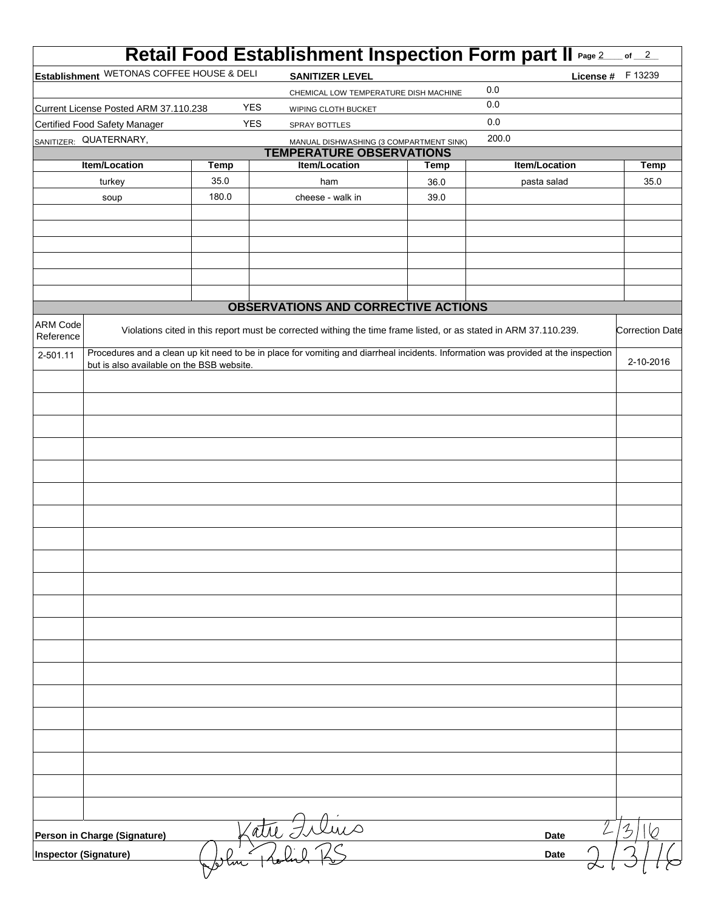# Retail Food Establishment Inspection Form part II

Page 2 of 2

| | | | |
|---|---|---|---|
| Establishment: WETONAS COFFEE HOUSE & DELI | | SANITIZER LEVEL | License # F 13239 |
| | | CHEMICAL LOW TEMPERATURE DISH MACHINE | 0.0 |
| Current License Posted ARM 37.110.238 | YES | WIPING CLOTH BUCKET | 0.0 |
| Certified Food Safety Manager | YES | SPRAY BOTTLES | 0.0 |
| SANITIZER: QUATERNARY, | | MANUAL DISHWASHING (3 COMPARTMENT SINK) | 200.0 |

## TEMPERATURE OBSERVATIONS

| Item/Location | Temp | Item/Location | Temp | Item/Location | Temp |
|---|---|---|---|---|---|
| turkey | 35.0 | ham | 36.0 | pasta salad | 35.0 |
| soup | 180.0 | cheese - walk in | 39.0 | | |

## OBSERVATIONS AND CORRECTIVE ACTIONS

| ARM Code Reference | Violations cited in this report must be corrected withing the time frame listed, or as stated in ARM 37.110.239. | Correction Date |
|---|---|---|
| 2-501.11 | Procedures and a clean up kit need to be in place for vomiting and diarrheal incidents. Information was provided at the inspection but is also available on the BSB website. | 2-10-2016 |

Person in Charge (Signature): Katie Jelinis — Date: 2/3/16

Inspector (Signature): John Rolich, RS — Date: 2/3/16